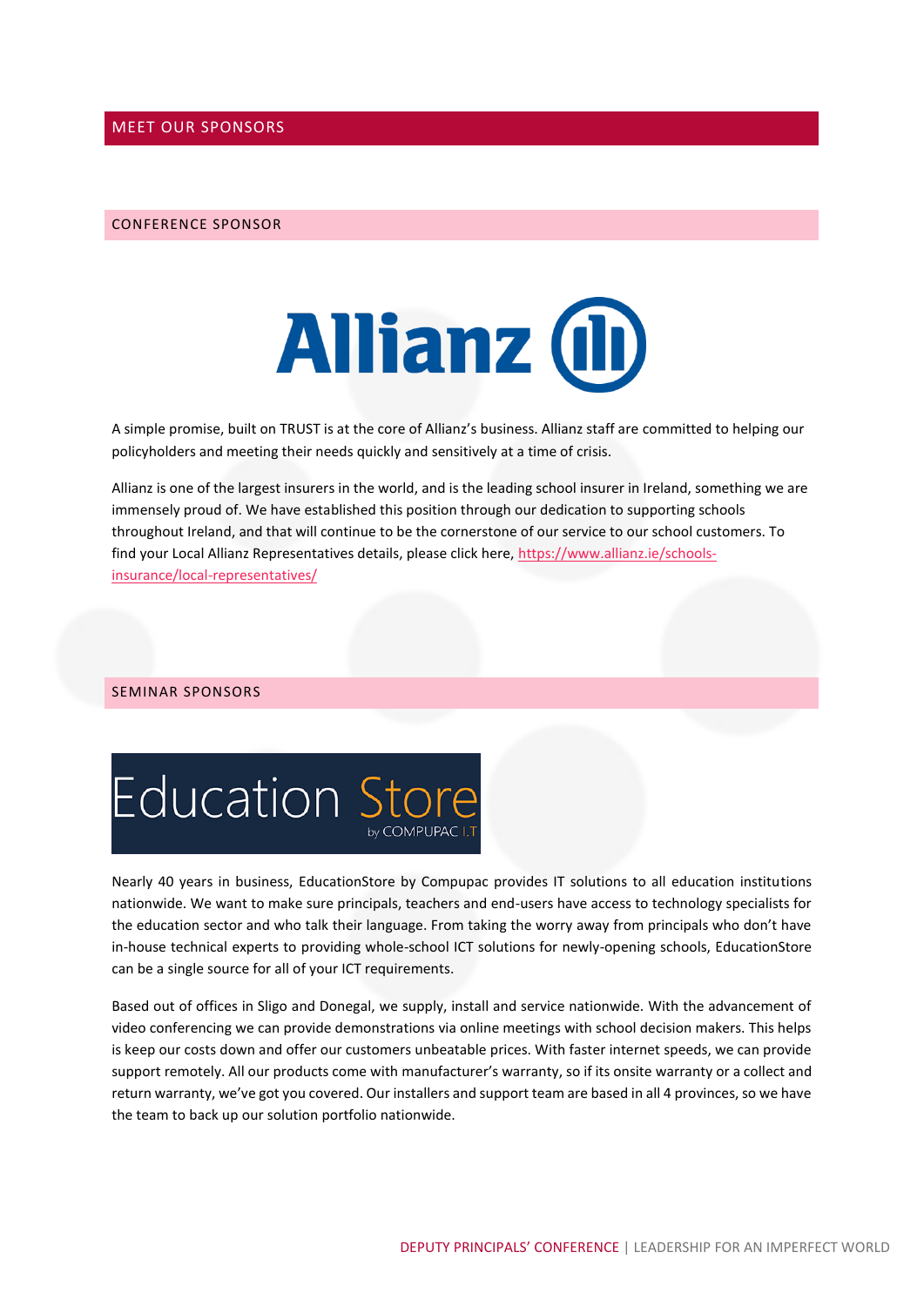# MEET OUR SPONSORS

## CONFERENCE SPONSOR

Allianz

A simple promise, built on TRUST is at the core of Allianz's business. Allianz staff are committed to helping our policyholders and meeting their needs quickly and sensitively at a time of crisis.

Allianz is one of the largest insurers in the world, and is the leading school insurer in Ireland, something we are immensely proud of. We have established this position through our dedication to supporting schools throughout Ireland, and that will continue to be the cornerstone of our service to our school customers. To find your Local Allianz Representatives details, please click here, https://www.allianz.ie/schools-insurance/local-representatives/

## SEMINAR SPONSORS

Education Store by COMPUPAC I.T

Nearly 40 years in business, EducationStore by Compupac provides IT solutions to all education institutions nationwide. We want to make sure principals, teachers and end-users have access to technology specialists for the education sector and who talk their language. From taking the worry away from principals who don't have in-house technical experts to providing whole-school ICT solutions for newly-opening schools, EducationStore can be a single source for all of your ICT requirements.

Based out of offices in Sligo and Donegal, we supply, install and service nationwide. With the advancement of video conferencing we can provide demonstrations via online meetings with school decision makers. This helps is keep our costs down and offer our customers unbeatable prices. With faster internet speeds, we can provide support remotely. All our products come with manufacturer's warranty, so if its onsite warranty or a collect and return warranty, we've got you covered. Our installers and support team are based in all 4 provinces, so we have the team to back up our solution portfolio nationwide.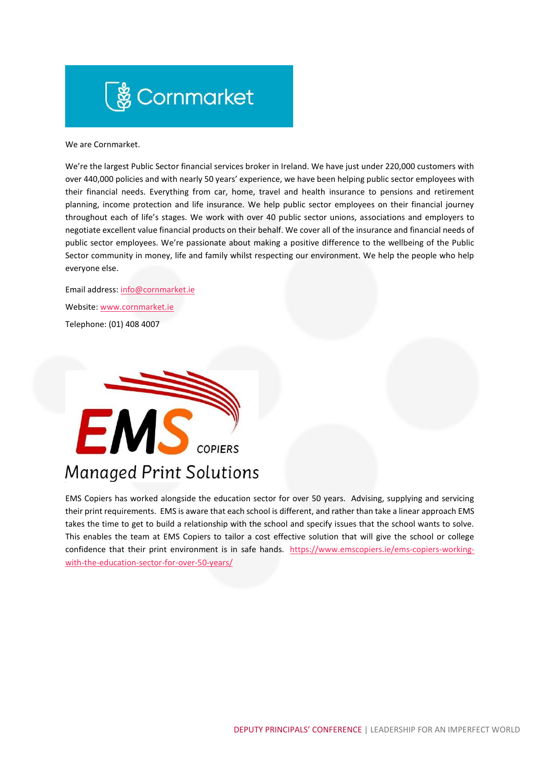We are Cornmarket.

We're the largest Public Sector financial services broker in Ireland. We have just under 220,000 customers with over 440,000 policies and with nearly 50 years' experience, we have been helping public sector employees with their financial needs. Everything from car, home, travel and health insurance to pensions and retirement planning, income protection and life insurance. We help public sector employees on their financial journey throughout each of life's stages. We work with over 40 public sector unions, associations and employers to negotiate excellent value financial products on their behalf. We cover all of the insurance and financial needs of public sector employees. We're passionate about making a positive difference to the wellbeing of the Public Sector community in money, life and family whilst respecting our environment. We help the people who help everyone else.

Email address: [info@cornmarket.ie](mailto:info@cornmarket.ie)

Website: [www.cornmarket.ie](http://www.cornmarket.ie)

Telephone: (01) 408 4007

EMS Copiers has worked alongside the education sector for over 50 years. Advising, supplying and servicing their print requirements. EMS is aware that each school is different, and rather than take a linear approach EMS takes the time to get to build a relationship with the school and specify issues that the school wants to solve. This enables the team at EMS Copiers to tailor a cost effective solution that will give the school or college confidence that their print environment is in safe hands. [https://www.emscopiers.ie/ems-copiers-working-with-the-education-sector-for-over-50-years/](https://www.emscopiers.ie/ems-copiers-working-with-the-education-sector-for-over-50-years/)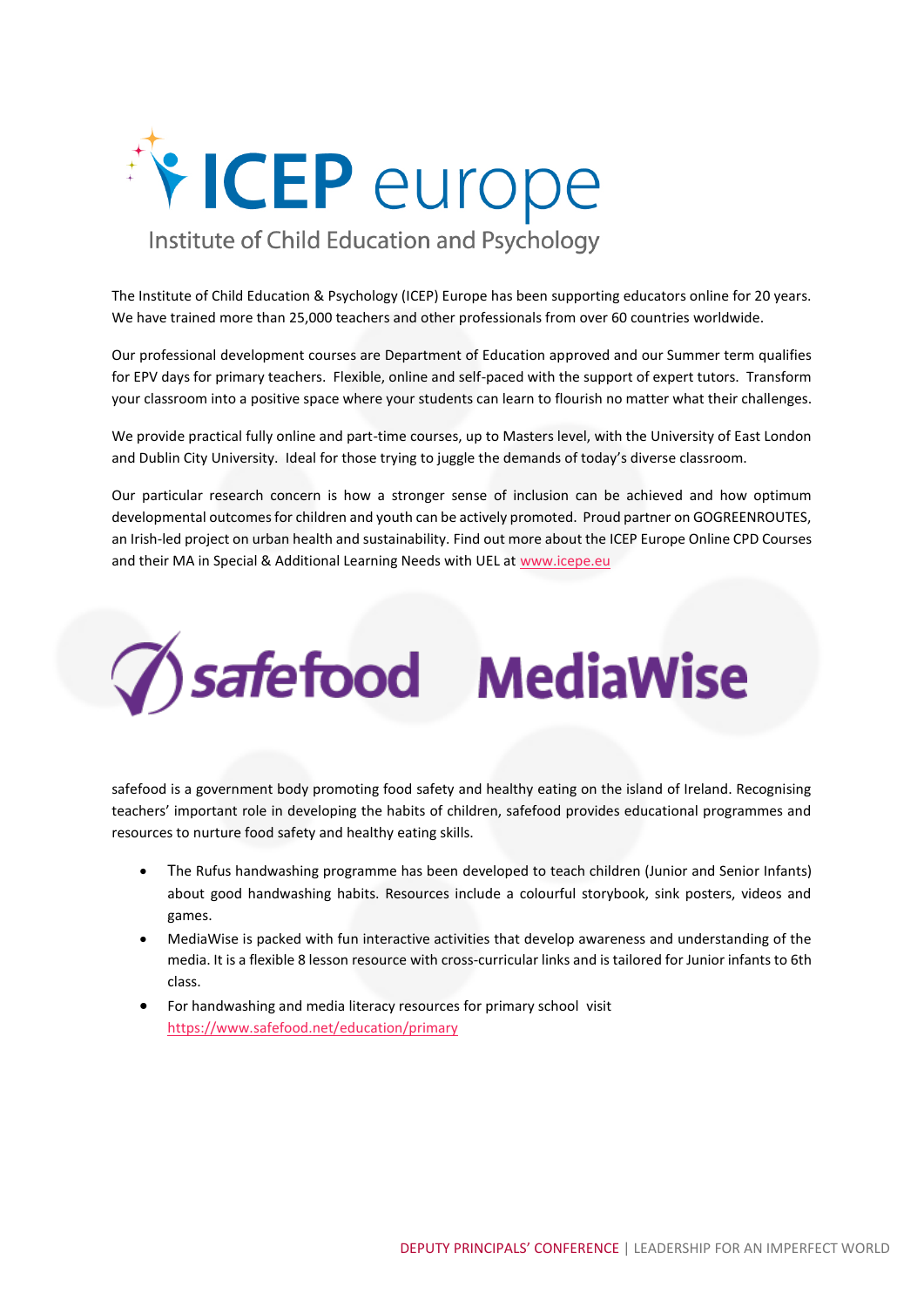# ICEP europe

Institute of Child Education and Psychology

The Institute of Child Education & Psychology (ICEP) Europe has been supporting educators online for 20 years. We have trained more than 25,000 teachers and other professionals from over 60 countries worldwide.

Our professional development courses are Department of Education approved and our Summer term qualifies for EPV days for primary teachers. Flexible, online and self-paced with the support of expert tutors. Transform your classroom into a positive space where your students can learn to flourish no matter what their challenges.

We provide practical fully online and part-time courses, up to Masters level, with the University of East London and Dublin City University. Ideal for those trying to juggle the demands of today's diverse classroom.

Our particular research concern is how a stronger sense of inclusion can be achieved and how optimum developmental outcomes for children and youth can be actively promoted. Proud partner on GOGREENROUTES, an Irish-led project on urban health and sustainability. Find out more about the ICEP Europe Online CPD Courses and their MA in Special & Additional Learning Needs with UEL at www.icepe.eu

# safefood MediaWise

safefood is a government body promoting food safety and healthy eating on the island of Ireland. Recognising teachers' important role in developing the habits of children, safefood provides educational programmes and resources to nurture food safety and healthy eating skills.

- The Rufus handwashing programme has been developed to teach children (Junior and Senior Infants) about good handwashing habits. Resources include a colourful storybook, sink posters, videos and games.
- MediaWise is packed with fun interactive activities that develop awareness and understanding of the media. It is a flexible 8 lesson resource with cross-curricular links and is tailored for Junior infants to 6th class.
- For handwashing and media literacy resources for primary school visit https://www.safefood.net/education/primary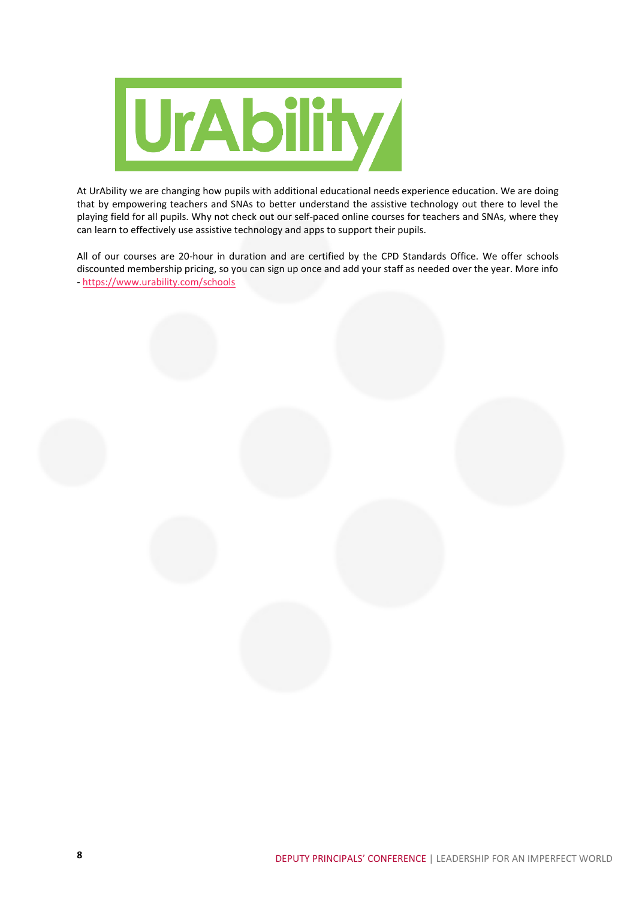At UrAbility we are changing how pupils with additional educational needs experience education. We are doing that by empowering teachers and SNAs to better understand the assistive technology out there to level the playing field for all pupils. Why not check out our self-paced online courses for teachers and SNAs, where they can learn to effectively use assistive technology and apps to support their pupils.

All of our courses are 20-hour in duration and are certified by the CPD Standards Office. We offer schools discounted membership pricing, so you can sign up once and add your staff as needed over the year. More info - https://www.urability.com/schools